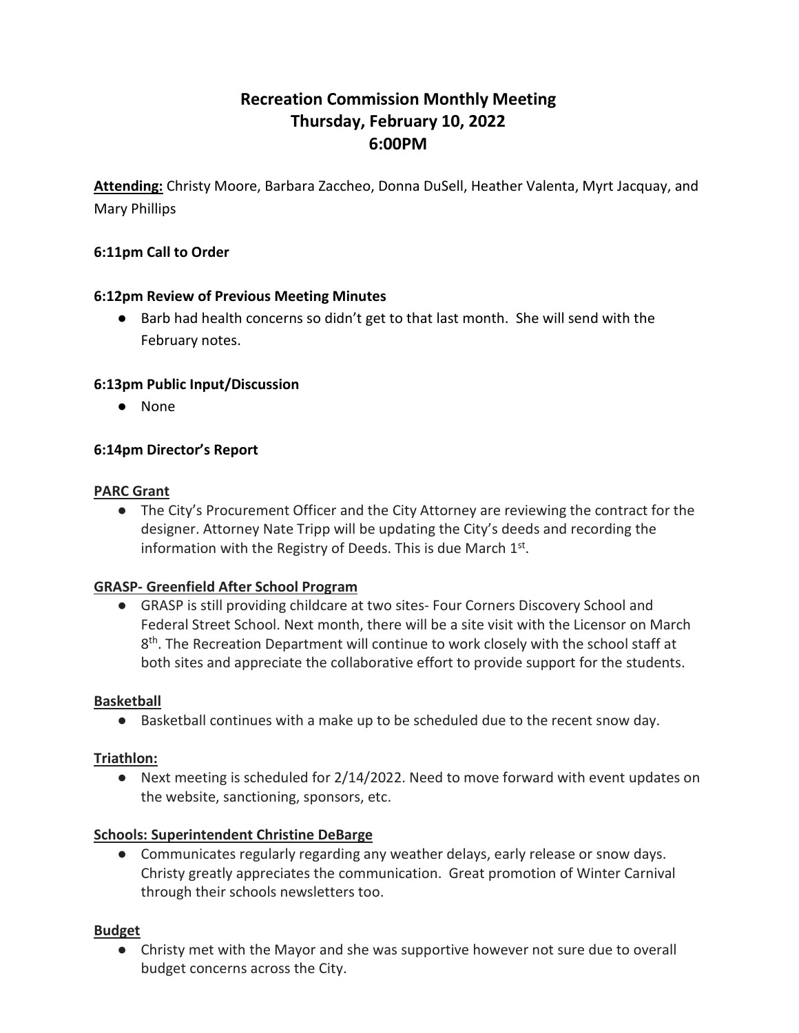# Recreation Commission Monthly Meeting
## Thursday, February 10, 2022
## 6:00PM

**Attending:** Christy Moore, Barbara Zaccheo, Donna DuSell, Heather Valenta, Myrt Jacquay, and Mary Phillips

**6:11pm Call to Order**

**6:12pm Review of Previous Meeting Minutes**

- Barb had health concerns so didn't get to that last month. She will send with the February notes.

**6:13pm Public Input/Discussion**

- None

**6:14pm Director's Report**

**PARC Grant**

- The City's Procurement Officer and the City Attorney are reviewing the contract for the designer. Attorney Nate Tripp will be updating the City's deeds and recording the information with the Registry of Deeds. This is due March 1st.

**GRASP- Greenfield After School Program**

- GRASP is still providing childcare at two sites- Four Corners Discovery School and Federal Street School. Next month, there will be a site visit with the Licensor on March 8th. The Recreation Department will continue to work closely with the school staff at both sites and appreciate the collaborative effort to provide support for the students.

**Basketball**

- Basketball continues with a make up to be scheduled due to the recent snow day.

**Triathlon:**

- Next meeting is scheduled for 2/14/2022. Need to move forward with event updates on the website, sanctioning, sponsors, etc.

**Schools: Superintendent Christine DeBarge**

- Communicates regularly regarding any weather delays, early release or snow days. Christy greatly appreciates the communication. Great promotion of Winter Carnival through their schools newsletters too.

**Budget**

- Christy met with the Mayor and she was supportive however not sure due to overall budget concerns across the City.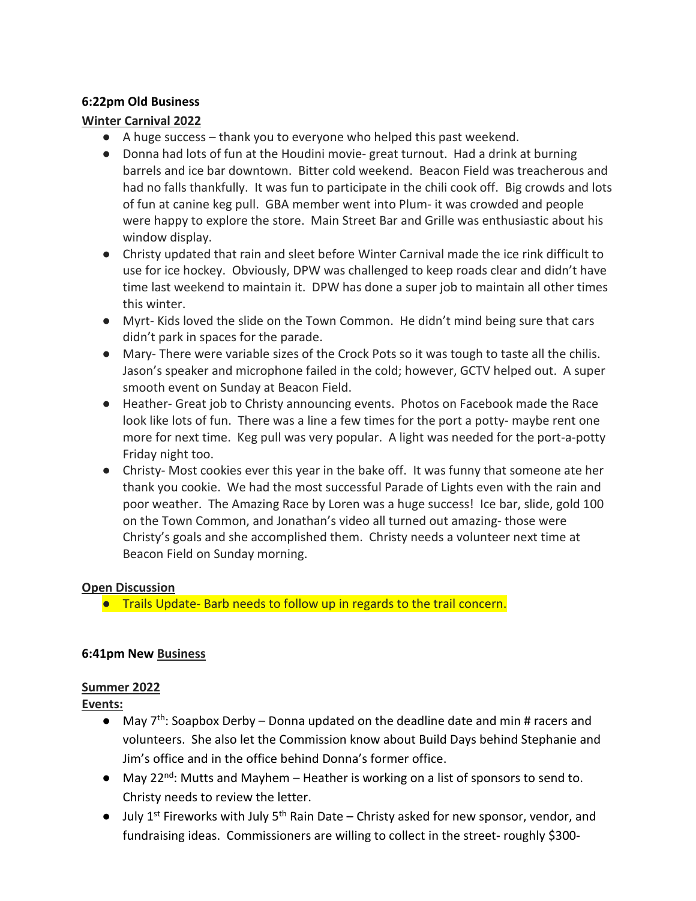**6:22pm Old Business**

**Winter Carnival 2022**

- A huge success – thank you to everyone who helped this past weekend.
- Donna had lots of fun at the Houdini movie- great turnout. Had a drink at burning barrels and ice bar downtown. Bitter cold weekend. Beacon Field was treacherous and had no falls thankfully. It was fun to participate in the chili cook off. Big crowds and lots of fun at canine keg pull. GBA member went into Plum- it was crowded and people were happy to explore the store. Main Street Bar and Grille was enthusiastic about his window display.
- Christy updated that rain and sleet before Winter Carnival made the ice rink difficult to use for ice hockey. Obviously, DPW was challenged to keep roads clear and didn't have time last weekend to maintain it. DPW has done a super job to maintain all other times this winter.
- Myrt- Kids loved the slide on the Town Common. He didn't mind being sure that cars didn't park in spaces for the parade.
- Mary- There were variable sizes of the Crock Pots so it was tough to taste all the chilis. Jason's speaker and microphone failed in the cold; however, GCTV helped out. A super smooth event on Sunday at Beacon Field.
- Heather- Great job to Christy announcing events. Photos on Facebook made the Race look like lots of fun. There was a line a few times for the port a potty- maybe rent one more for next time. Keg pull was very popular. A light was needed for the port-a-potty Friday night too.
- Christy- Most cookies ever this year in the bake off. It was funny that someone ate her thank you cookie. We had the most successful Parade of Lights even with the rain and poor weather. The Amazing Race by Loren was a huge success! Ice bar, slide, gold 100 on the Town Common, and Jonathan's video all turned out amazing- those were Christy's goals and she accomplished them. Christy needs a volunteer next time at Beacon Field on Sunday morning.

**Open Discussion**

- Trails Update- Barb needs to follow up in regards to the trail concern.

**6:41pm New Business**

**Summer 2022**

**Events:**

- May 7th: Soapbox Derby – Donna updated on the deadline date and min # racers and volunteers. She also let the Commission know about Build Days behind Stephanie and Jim's office and in the office behind Donna's former office.
- May 22nd: Mutts and Mayhem – Heather is working on a list of sponsors to send to. Christy needs to review the letter.
- July 1st Fireworks with July 5th Rain Date – Christy asked for new sponsor, vendor, and fundraising ideas. Commissioners are willing to collect in the street- roughly $300-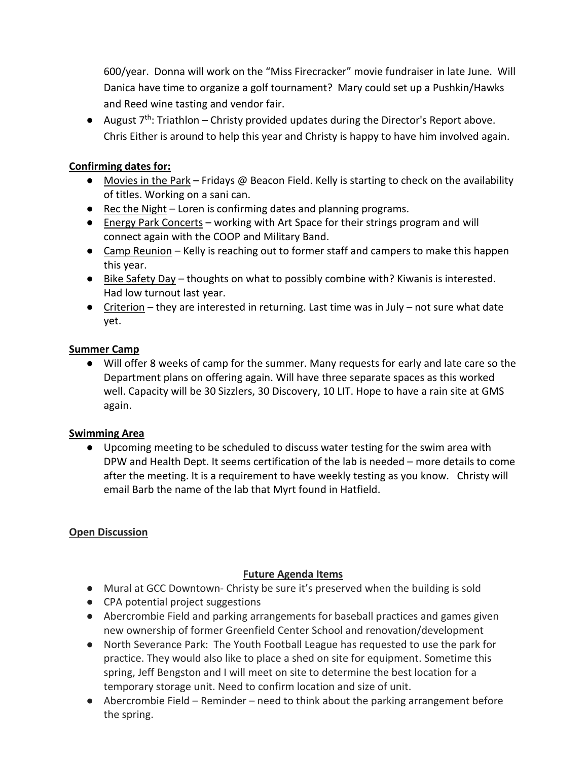600/year. Donna will work on the "Miss Firecracker" movie fundraiser in late June. Will Danica have time to organize a golf tournament? Mary could set up a Pushkin/Hawks and Reed wine tasting and vendor fair.

- August 7th: Triathlon – Christy provided updates during the Director's Report above. Chris Either is around to help this year and Christy is happy to have him involved again.

**Confirming dates for:**

- Movies in the Park – Fridays @ Beacon Field. Kelly is starting to check on the availability of titles. Working on a sani can.
- Rec the Night – Loren is confirming dates and planning programs.
- Energy Park Concerts – working with Art Space for their strings program and will connect again with the COOP and Military Band.
- Camp Reunion – Kelly is reaching out to former staff and campers to make this happen this year.
- Bike Safety Day – thoughts on what to possibly combine with? Kiwanis is interested. Had low turnout last year.
- Criterion – they are interested in returning. Last time was in July – not sure what date yet.

**Summer Camp**

- Will offer 8 weeks of camp for the summer. Many requests for early and late care so the Department plans on offering again. Will have three separate spaces as this worked well. Capacity will be 30 Sizzlers, 30 Discovery, 10 LIT. Hope to have a rain site at GMS again.

**Swimming Area**

- Upcoming meeting to be scheduled to discuss water testing for the swim area with DPW and Health Dept. It seems certification of the lab is needed – more details to come after the meeting. It is a requirement to have weekly testing as you know. Christy will email Barb the name of the lab that Myrt found in Hatfield.

**Open Discussion**

**Future Agenda Items**

- Mural at GCC Downtown- Christy be sure it's preserved when the building is sold
- CPA potential project suggestions
- Abercrombie Field and parking arrangements for baseball practices and games given new ownership of former Greenfield Center School and renovation/development
- North Severance Park: The Youth Football League has requested to use the park for practice. They would also like to place a shed on site for equipment. Sometime this spring, Jeff Bengston and I will meet on site to determine the best location for a temporary storage unit. Need to confirm location and size of unit.
- Abercrombie Field – Reminder – need to think about the parking arrangement before the spring.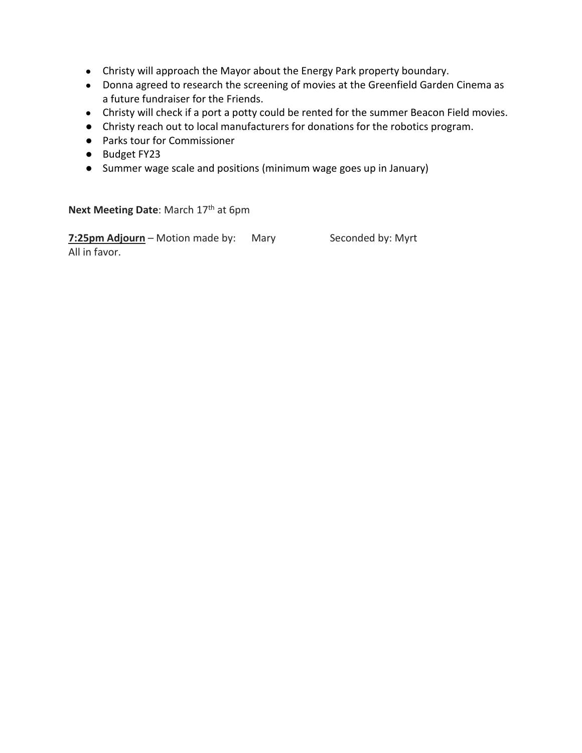- Christy will approach the Mayor about the Energy Park property boundary.
- Donna agreed to research the screening of movies at the Greenfield Garden Cinema as a future fundraiser for the Friends.
- Christy will check if a port a potty could be rented for the summer Beacon Field movies.
- Christy reach out to local manufacturers for donations for the robotics program.
- Parks tour for Commissioner
- Budget FY23
- Summer wage scale and positions (minimum wage goes up in January)

**Next Meeting Date**: March 17th at 6pm

**7:25pm Adjourn** – Motion made by: Mary Seconded by: Myrt
All in favor.